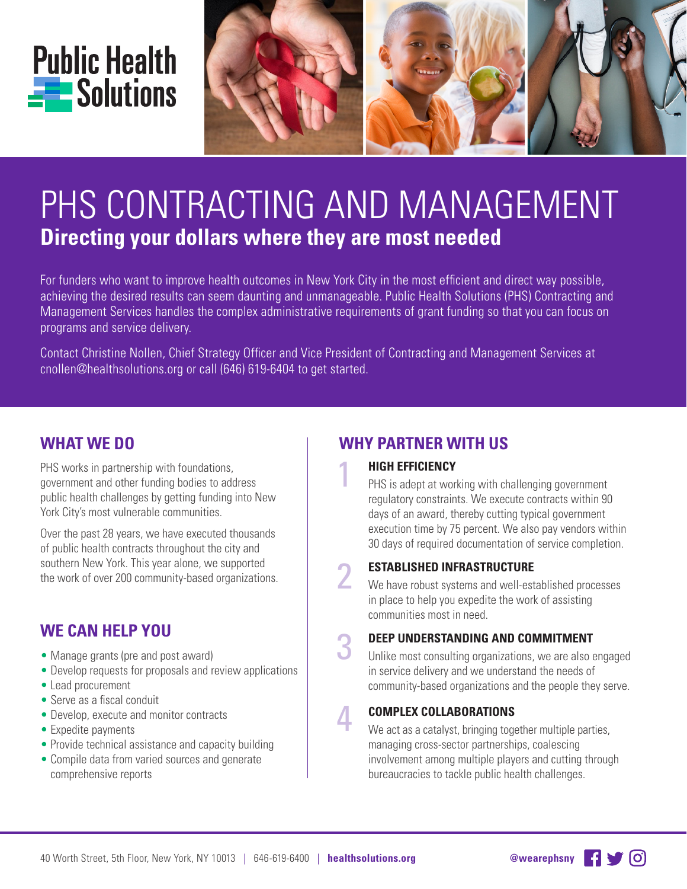Public Health Solutions

# PHS CONTRACTING AND MANAGEMENT

## Directing your dollars where they are most needed

For funders who want to improve health outcomes in New York City in the most efficient and direct way possible, achieving the desired results can seem daunting and unmanageable. Public Health Solutions (PHS) Contracting and Management Services handles the complex administrative requirements of grant funding so that you can focus on programs and service delivery.

Contact Christine Nollen, Chief Strategy Officer and Vice President of Contracting and Management Services at cnollen@healthsolutions.org or call (646) 619-6404 to get started.

## WHAT WE DO

PHS works in partnership with foundations, government and other funding bodies to address public health challenges by getting funding into New York City's most vulnerable communities.

Over the past 28 years, we have executed thousands of public health contracts throughout the city and southern New York. This year alone, we supported the work of over 200 community-based organizations.

## WE CAN HELP YOU

- Manage grants (pre and post award)
- Develop requests for proposals and review applications
- Lead procurement
- Serve as a fiscal conduit
- Develop, execute and monitor contracts
- Expedite payments
- Provide technical assistance and capacity building
- Compile data from varied sources and generate comprehensive reports

## WHY PARTNER WITH US

1. **HIGH EFFICIENCY**
   PHS is adept at working with challenging government regulatory constraints. We execute contracts within 90 days of an award, thereby cutting typical government execution time by 75 percent. We also pay vendors within 30 days of required documentation of service completion.

2. **ESTABLISHED INFRASTRUCTURE**
   We have robust systems and well-established processes in place to help you expedite the work of assisting communities most in need.

3. **DEEP UNDERSTANDING AND COMMITMENT**
   Unlike most consulting organizations, we are also engaged in service delivery and we understand the needs of community-based organizations and the people they serve.

4. **COMPLEX COLLABORATIONS**
   We act as a catalyst, bringing together multiple parties, managing cross-sector partnerships, coalescing involvement among multiple players and cutting through bureaucracies to tackle public health challenges.

40 Worth Street, 5th Floor, New York, NY 10013 | 646-619-6400 | **healthsolutions.org** **@wearephsny**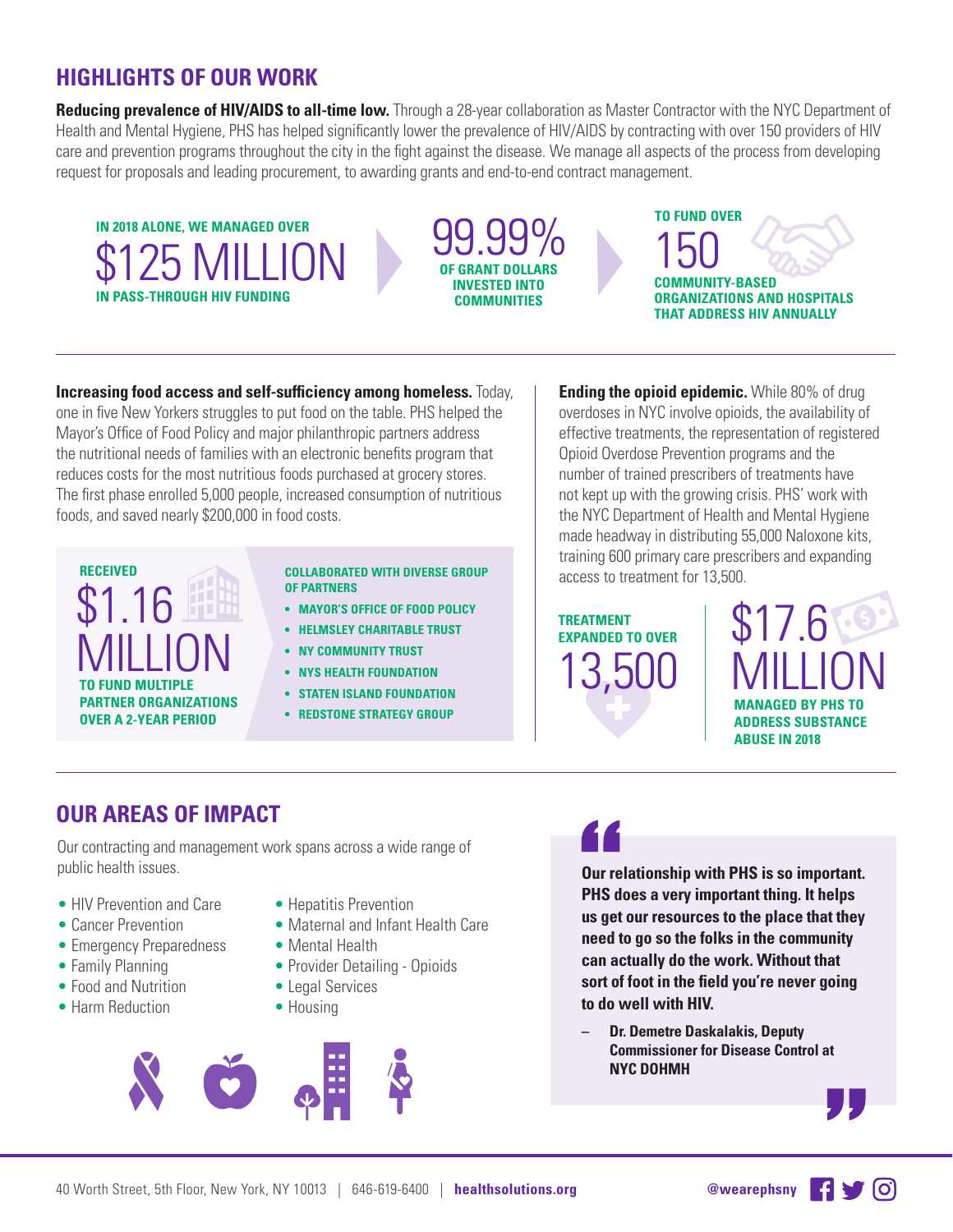## HIGHLIGHTS OF OUR WORK

**Reducing prevalence of HIV/AIDS to all-time low.** Through a 28-year collaboration as Master Contractor with the NYC Department of Health and Mental Hygiene, PHS has helped significantly lower the prevalence of HIV/AIDS by contracting with over 150 providers of HIV care and prevention programs throughout the city in the fight against the disease. We manage all aspects of the process from developing request for proposals and leading procurement, to awarding grants and end-to-end contract management.

IN 2018 ALONE, WE MANAGED OVER
$125 MILLION
IN PASS-THROUGH HIV FUNDING

99.99%
OF GRANT DOLLARS INVESTED INTO COMMUNITIES

TO FUND OVER
150
COMMUNITY-BASED ORGANIZATIONS AND HOSPITALS THAT ADDRESS HIV ANNUALLY

**Increasing food access and self-sufficiency among homeless.** Today, one in five New Yorkers struggles to put food on the table. PHS helped the Mayor's Office of Food Policy and major philanthropic partners address the nutritional needs of families with an electronic benefits program that reduces costs for the most nutritious foods purchased at grocery stores. The first phase enrolled 5,000 people, increased consumption of nutritious foods, and saved nearly $200,000 in food costs.

RECEIVED
$1.16 MILLION
TO FUND MULTIPLE PARTNER ORGANIZATIONS OVER A 2-YEAR PERIOD

COLLABORATED WITH DIVERSE GROUP OF PARTNERS

- MAYOR'S OFFICE OF FOOD POLICY
- HELMSLEY CHARITABLE TRUST
- NY COMMUNITY TRUST
- NYS HEALTH FOUNDATION
- STATEN ISLAND FOUNDATION
- REDSTONE STRATEGY GROUP

**Ending the opioid epidemic.** While 80% of drug overdoses in NYC involve opioids, the availability of effective treatments, the representation of registered Opioid Overdose Prevention programs and the number of trained prescribers of treatments have not kept up with the growing crisis. PHS' work with the NYC Department of Health and Mental Hygiene made headway in distributing 55,000 Naloxone kits, training 600 primary care prescribers and expanding access to treatment for 13,500.

TREATMENT EXPANDED TO OVER
13,500

$17.6 MILLION
MANAGED BY PHS TO ADDRESS SUBSTANCE ABUSE IN 2018

## OUR AREAS OF IMPACT

Our contracting and management work spans across a wide range of public health issues.

- HIV Prevention and Care
- Cancer Prevention
- Emergency Preparedness
- Family Planning
- Food and Nutrition
- Harm Reduction
- Hepatitis Prevention
- Maternal and Infant Health Care
- Mental Health
- Provider Detailing - Opioids
- Legal Services
- Housing

**"Our relationship with PHS is so important. PHS does a very important thing. It helps us get our resources to the place that they need to go so the folks in the community can actually do the work. Without that sort of foot in the field you're never going to do well with HIV."**

– **Dr. Demetre Daskalakis, Deputy Commissioner for Disease Control at NYC DOHMH**

40 Worth Street, 5th Floor, New York, NY 10013 | 646-619-6400 | **healthsolutions.org** **@wearephsny**